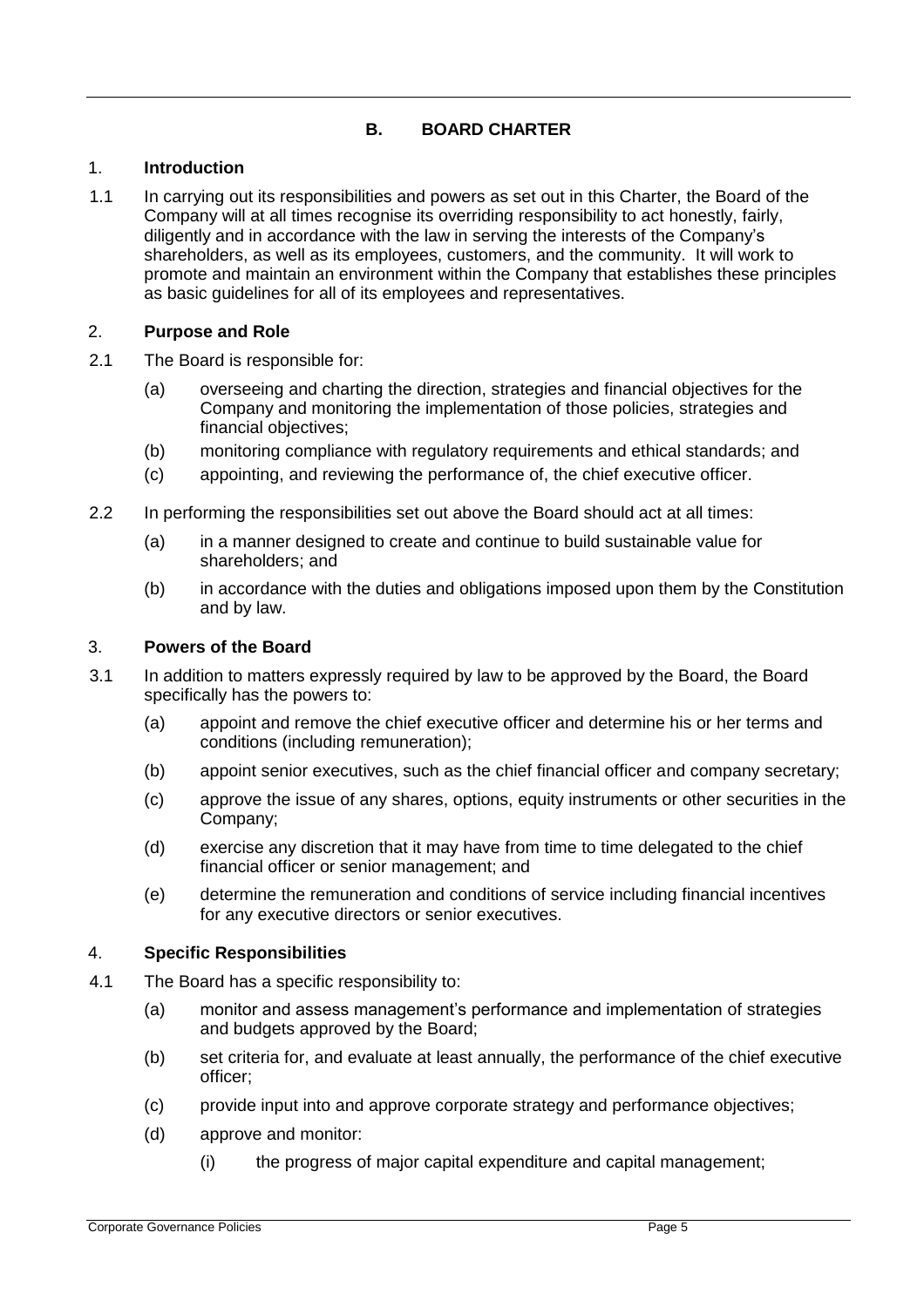## B. BOARD CHARTER

### 1. Introduction

1.1 In carrying out its responsibilities and powers as set out in this Charter, the Board of the Company will at all times recognise its overriding responsibility to act honestly, fairly, diligently and in accordance with the law in serving the interests of the Company's shareholders, as well as its employees, customers, and the community. It will work to promote and maintain an environment within the Company that establishes these principles as basic guidelines for all of its employees and representatives.

### 2. Purpose and Role

2.1 The Board is responsible for:

(a) overseeing and charting the direction, strategies and financial objectives for the Company and monitoring the implementation of those policies, strategies and financial objectives;

(b) monitoring compliance with regulatory requirements and ethical standards; and

(c) appointing, and reviewing the performance of, the chief executive officer.

2.2 In performing the responsibilities set out above the Board should act at all times:

(a) in a manner designed to create and continue to build sustainable value for shareholders; and

(b) in accordance with the duties and obligations imposed upon them by the Constitution and by law.

### 3. Powers of the Board

3.1 In addition to matters expressly required by law to be approved by the Board, the Board specifically has the powers to:

(a) appoint and remove the chief executive officer and determine his or her terms and conditions (including remuneration);

(b) appoint senior executives, such as the chief financial officer and company secretary;

(c) approve the issue of any shares, options, equity instruments or other securities in the Company;

(d) exercise any discretion that it may have from time to time delegated to the chief financial officer or senior management; and

(e) determine the remuneration and conditions of service including financial incentives for any executive directors or senior executives.

### 4. Specific Responsibilities

4.1 The Board has a specific responsibility to:

(a) monitor and assess management's performance and implementation of strategies and budgets approved by the Board;

(b) set criteria for, and evaluate at least annually, the performance of the chief executive officer;

(c) provide input into and approve corporate strategy and performance objectives;

(d) approve and monitor:

(i) the progress of major capital expenditure and capital management;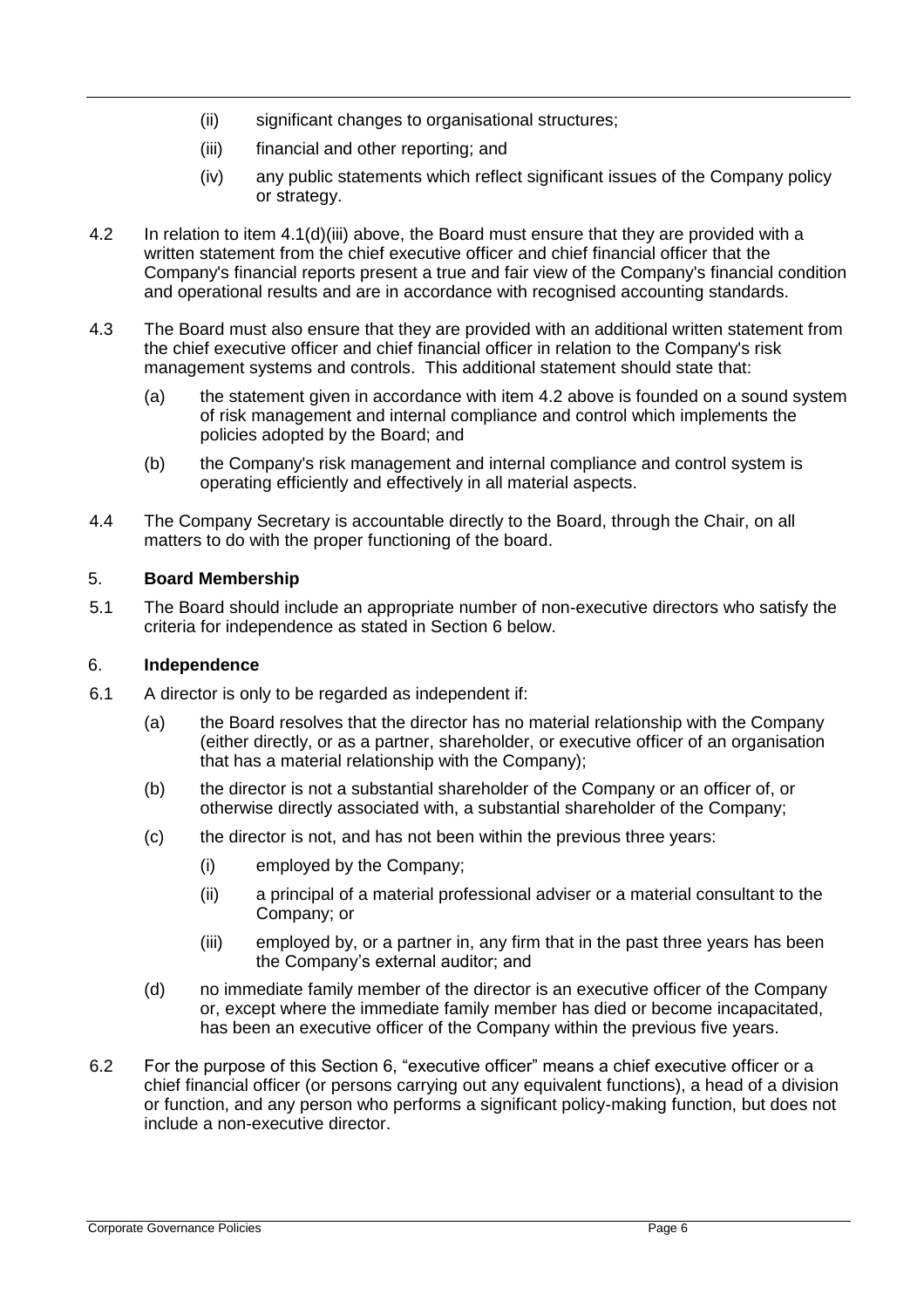(ii) significant changes to organisational structures;

(iii) financial and other reporting; and

(iv) any public statements which reflect significant issues of the Company policy or strategy.

4.2 In relation to item 4.1(d)(iii) above, the Board must ensure that they are provided with a written statement from the chief executive officer and chief financial officer that the Company's financial reports present a true and fair view of the Company's financial condition and operational results and are in accordance with recognised accounting standards.

4.3 The Board must also ensure that they are provided with an additional written statement from the chief executive officer and chief financial officer in relation to the Company's risk management systems and controls. This additional statement should state that:

(a) the statement given in accordance with item 4.2 above is founded on a sound system of risk management and internal compliance and control which implements the policies adopted by the Board; and

(b) the Company's risk management and internal compliance and control system is operating efficiently and effectively in all material aspects.

4.4 The Company Secretary is accountable directly to the Board, through the Chair, on all matters to do with the proper functioning of the board.

## 5. Board Membership

5.1 The Board should include an appropriate number of non-executive directors who satisfy the criteria for independence as stated in Section 6 below.

## 6. Independence

6.1 A director is only to be regarded as independent if:

(a) the Board resolves that the director has no material relationship with the Company (either directly, or as a partner, shareholder, or executive officer of an organisation that has a material relationship with the Company);

(b) the director is not a substantial shareholder of the Company or an officer of, or otherwise directly associated with, a substantial shareholder of the Company;

(c) the director is not, and has not been within the previous three years:

(i) employed by the Company;

(ii) a principal of a material professional adviser or a material consultant to the Company; or

(iii) employed by, or a partner in, any firm that in the past three years has been the Company's external auditor; and

(d) no immediate family member of the director is an executive officer of the Company or, except where the immediate family member has died or become incapacitated, has been an executive officer of the Company within the previous five years.

6.2 For the purpose of this Section 6, "executive officer" means a chief executive officer or a chief financial officer (or persons carrying out any equivalent functions), a head of a division or function, and any person who performs a significant policy-making function, but does not include a non-executive director.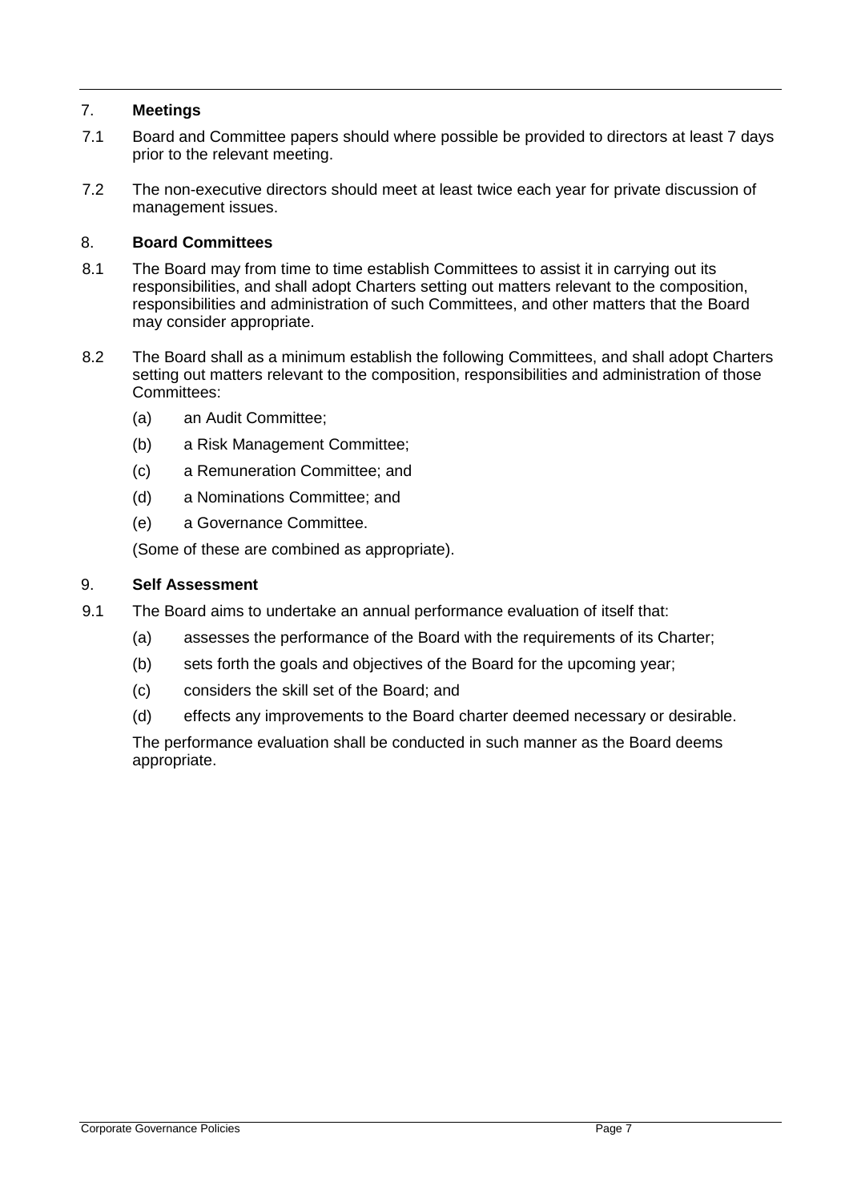## 7. Meetings

7.1 Board and Committee papers should where possible be provided to directors at least 7 days prior to the relevant meeting.

7.2 The non-executive directors should meet at least twice each year for private discussion of management issues.

## 8. Board Committees

8.1 The Board may from time to time establish Committees to assist it in carrying out its responsibilities, and shall adopt Charters setting out matters relevant to the composition, responsibilities and administration of such Committees, and other matters that the Board may consider appropriate.

8.2 The Board shall as a minimum establish the following Committees, and shall adopt Charters setting out matters relevant to the composition, responsibilities and administration of those Committees:

(a) an Audit Committee;

(b) a Risk Management Committee;

(c) a Remuneration Committee; and

(d) a Nominations Committee; and

(e) a Governance Committee.

(Some of these are combined as appropriate).

## 9. Self Assessment

9.1 The Board aims to undertake an annual performance evaluation of itself that:

(a) assesses the performance of the Board with the requirements of its Charter;

(b) sets forth the goals and objectives of the Board for the upcoming year;

(c) considers the skill set of the Board; and

(d) effects any improvements to the Board charter deemed necessary or desirable.

The performance evaluation shall be conducted in such manner as the Board deems appropriate.